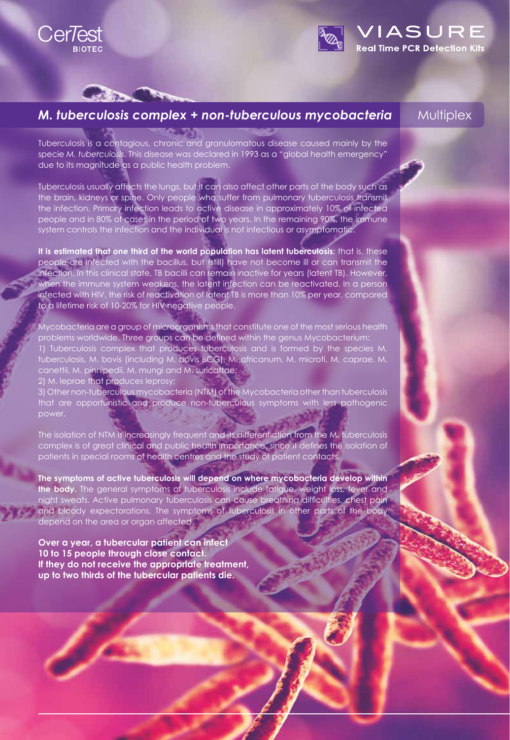CerTest BIOTEC

VIASURE Real Time PCR Detection Kits

## *M. tuberculosis complex + non-tuberculous mycobacteria* Multiplex

Tuberculosis is a contagious, chronic and granulomatous disease caused mainly by the specie *M. tuberculosis*. This disease was declared in 1993 as a "global health emergency" due to its magnitude as a public health problem.

Tuberculosis usually affects the lungs, but it can also affect other parts of the body such as the brain, kidneys or spine. Only people who suffer from pulmonary tuberculosis transmit the infection. Primary infection leads to active disease in approximately 10% of infected people and in 80% of cases in the period of two years. In the remaining 90%, the immune system controls the infection and the individual is not infectious or asymptomatic.

**It is estimated that one third of the world population has latent tuberculosis**; that is, these people are infected with the bacillus, but (still) have not become ill or can transmit the infection. In this clinical state, TB bacilli can remain inactive for years (latent TB). However, when the immune system weakens, the latent infection can be reactivated. In a person infected with HIV, the risk of reactivation of latent TB is more than 10% per year, compared to a lifetime risk of 10-20% for HIV negative people.

Mycobacteria are a group of microorganisms that constitute one of the most serious health problems worldwide. Three groups can be defined within the genus Mycobacterium:

1) Tuberculosis complex that produces tuberculosis and is formed by the species M. tuberculosis, M. bovis (including M. bovis BCG), M. africanum, M. microti, M. caprae, M. canettii, M. pinnipedii, M. mungi and M. suricattae;

2) M. leprae that produces leprosy;

3) Other non-tuberculous mycobacteria (NTM) of the Mycobacteria other than tuberculosis that are opportunistic and produce non-tuberculous symptoms with less pathogenic power.

The isolation of NTM is increasingly frequent and its differentiation from the M. tuberculosis complex is of great clinical and public health importance, since it defines the isolation of patients in special rooms of health centres and the study of patient contacts.

**The symptoms of active tuberculosis will depend on where mycobacteria develop within the body.** The general symptoms of tuberculosis include fatigue, weight loss, fever and night sweats. Active pulmonary tuberculosis can cause breathing difficulties, chest pain and bloody expectorations. The symptoms of tuberculosis in other parts of the body depend on the area or organ affected.

**Over a year, a tubercular patient can infect 10 to 15 people through close contact. If they do not receive the appropriate treatment, up to two thirds of the tubercular patients die.**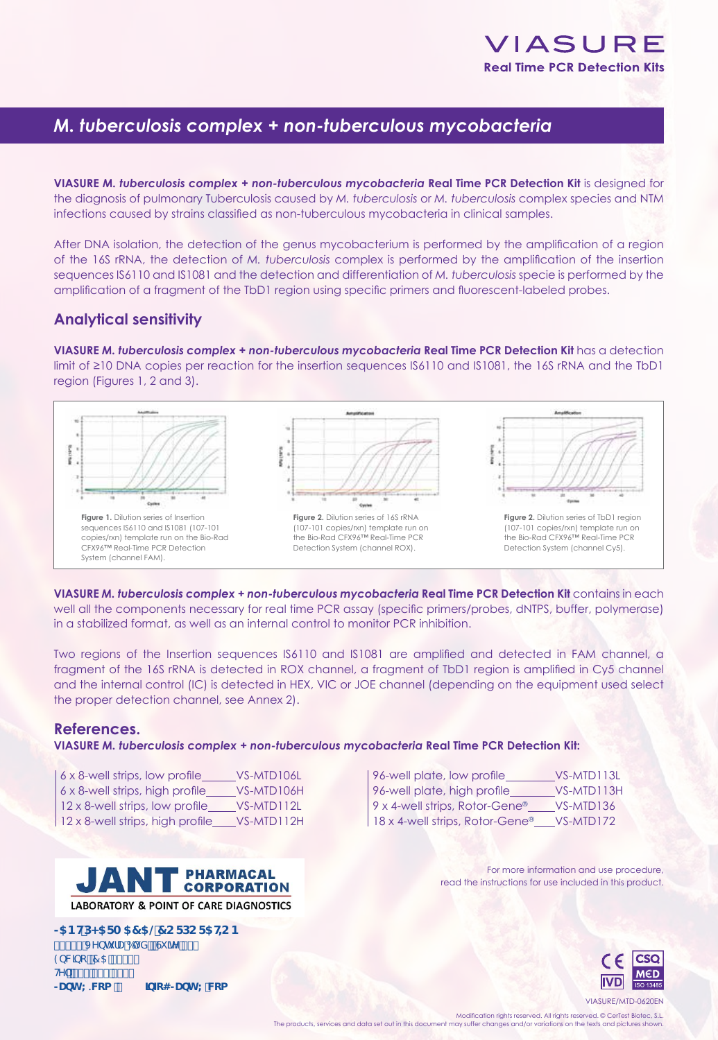VIASURE

Real Time PCR Detection Kits

# *M. tuberculosis complex + non-tuberculous mycobacteria*

**VIASURE *M. tuberculosis complex + non-tuberculous mycobacteria* Real Time PCR Detection Kit** is designed for the diagnosis of pulmonary Tuberculosis caused by *M. tuberculosis* or *M. tuberculosis* complex species and NTM infections caused by strains classified as non-tuberculous mycobacteria in clinical samples.

After DNA isolation, the detection of the genus mycobacterium is performed by the amplification of a region of the 16S rRNA, the detection of *M. tuberculosis* complex is performed by the amplification of the insertion sequences IS6110 and IS1081 and the detection and differentiation of *M. tuberculosis* specie is performed by the amplification of a fragment of the TbD1 region using specific primers and fluorescent-labeled probes.

## Analytical sensitivity

**VIASURE *M. tuberculosis complex + non-tuberculous mycobacteria* Real Time PCR Detection Kit** has a detection limit of ≥10 DNA copies per reaction for the insertion sequences IS6110 and IS1081, the 16S rRNA and the TbD1 region (Figures 1, 2 and 3).

**Figure 1.** Dilution series of Insertion sequences IS6110 and IS1081 ($10^7$-$10^1$ copies/rxn) template run on the Bio-Rad CFX96™ Real-Time PCR Detection System (channel FAM).

**Figure 2.** Dilution series of 16S rRNA ($10^7$-$10^1$ copies/rxn) template run on the Bio-Rad CFX96™ Real-Time PCR Detection System (channel ROX).

**Figure 2.** Dilution series of TbD1 region ($10^7$-$10^1$ copies/rxn) template run on the Bio-Rad CFX96™ Real-Time PCR Detection System (channel Cy5).

**VIASURE *M. tuberculosis complex + non-tuberculous mycobacteria* Real Time PCR Detection Kit** contains in each well all the components necessary for real time PCR assay (specific primers/probes, dNTPS, buffer, polymerase) in a stabilized format, as well as an internal control to monitor PCR inhibition.

Two regions of the Insertion sequences IS6110 and IS1081 are amplified and detected in FAM channel, a fragment of the 16S rRNA is detected in ROX channel, a fragment of TbD1 region is amplified in Cy5 channel and the internal control (IC) is detected in HEX, VIC or JOE channel (depending on the equipment used select the proper detection channel, see Annex 2).

## References.

**VIASURE *M. tuberculosis complex + non-tuberculous mycobacteria* Real Time PCR Detection Kit:**

| | |
|---|---|
| 6 x 8-well strips, low profile | VS-MTD106L |
| 6 x 8-well strips, high profile | VS-MTD106H |
| 12 x 8-well strips, low profile | VS-MTD112L |
| 12 x 8-well strips, high profile | VS-MTD112H |
| 96-well plate, low profile | VS-MTD113L |
| 96-well plate, high profile | VS-MTD113H |
| 9 x 4-well strips, Rotor-Gene® | VS-MTD136 |
| 18 x 4-well strips, Rotor-Gene® | VS-MTD172 |

JANT PHARMACAL CORPORATION

LABORATORY & POINT OF CARE DIAGNOSTICS

For more information and use procedure, read the instructions for use included in this product.

VIASURE/MTD-0620EN

Modification rights reserved. All rights reserved. © CerTest Biotec, S.L.
The products, services and data set out in this document may suffer changes and/or variations on the texts and pictures shown.